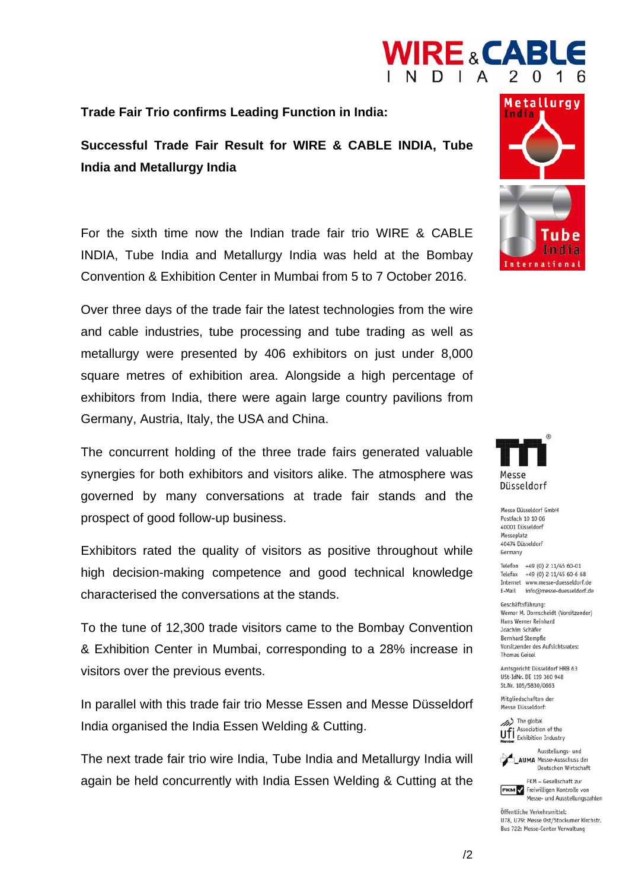**Trade Fair Trio confirms Leading Function in India:**

**Successful Trade Fair Result for WIRE & CABLE INDIA, Tube India and Metallurgy India**

For the sixth time now the Indian trade fair trio WIRE & CABLE INDIA, Tube India and Metallurgy India was held at the Bombay Convention & Exhibition Center in Mumbai from 5 to 7 October 2016.

Over three days of the trade fair the latest technologies from the wire and cable industries, tube processing and tube trading as well as metallurgy were presented by 406 exhibitors on just under 8,000 square metres of exhibition area. Alongside a high percentage of exhibitors from India, there were again large country pavilions from Germany, Austria, Italy, the USA and China.

The concurrent holding of the three trade fairs generated valuable synergies for both exhibitors and visitors alike. The atmosphere was governed by many conversations at trade fair stands and the prospect of good follow-up business.

Exhibitors rated the quality of visitors as positive throughout while high decision-making competence and good technical knowledge characterised the conversations at the stands.

To the tune of 12,300 trade visitors came to the Bombay Convention & Exhibition Center in Mumbai, corresponding to a 28% increase in visitors over the previous events.

In parallel with this trade fair trio Messe Essen and Messe Düsseldorf India organised the India Essen Welding & Cutting.

The next trade fair trio wire India, Tube India and Metallurgy India will again be held concurrently with India Essen Welding & Cutting at the

Messe Düsseldorf GmbH
Postfach 10 10 06
40001 Düsseldorf
Messeplatz
40474 Düsseldorf
Germany

Telefon +49 (0) 2 11/45 60-01
Telefax +49 (0) 2 11/45 60-6 68
Internet www.messe-duesseldorf.de
E-Mail info@messe-duesseldorf.de

Geschäftsführung:
Werner M. Dornscheidt (Vorsitzender)
Hans Werner Reinhard
Joachim Schäfer
Bernhard Stempfle
Vorsitzender des Aufsichtsrates:
Thomas Geisel

Amtsgericht Düsseldorf HRB 63
USt-IdNr. DE 119 360 948
St.Nr. 105/5830/0663

Mitgliedschaften der
Messe Düsseldorf:

The global Association of the Exhibition Industry

AUMA Ausstellungs- und Messe-Ausschuss der Deutschen Wirtschaft

FKM – Gesellschaft zur Freiwilligen Kontrolle von Messe- und Ausstellungszahlen

Öffentliche Verkehrsmittel:
U78, U79: Messe Ost/Stockumer Kirchstr.
Bus 722: Messe-Center Verwaltung

/2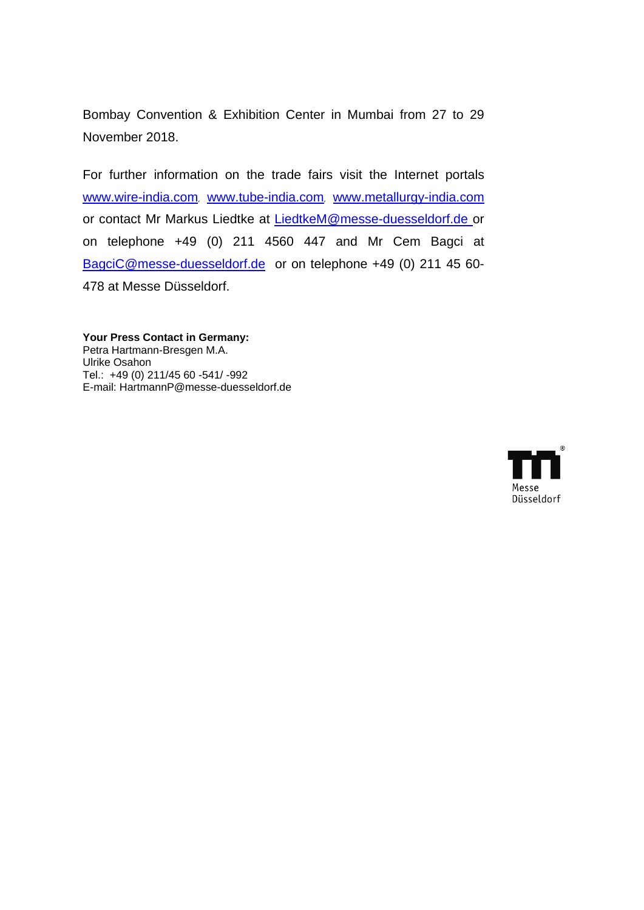Bombay Convention & Exhibition Center in Mumbai from 27 to 29 November 2018.

For further information on the trade fairs visit the Internet portals www.wire-india.com, www.tube-india.com, www.metallurgy-india.com or contact Mr Markus Liedtke at LiedtkeM@messe-duesseldorf.de or on telephone +49 (0) 211 4560 447 and Mr Cem Bagci at BagciC@messe-duesseldorf.de or on telephone +49 (0) 211 45 60-478 at Messe Düsseldorf.

**Your Press Contact in Germany:**
Petra Hartmann-Bresgen M.A.
Ulrike Osahon
Tel.: +49 (0) 211/45 60 -541/ -992
E-mail: HartmannP@messe-duesseldorf.de

Messe Düsseldorf